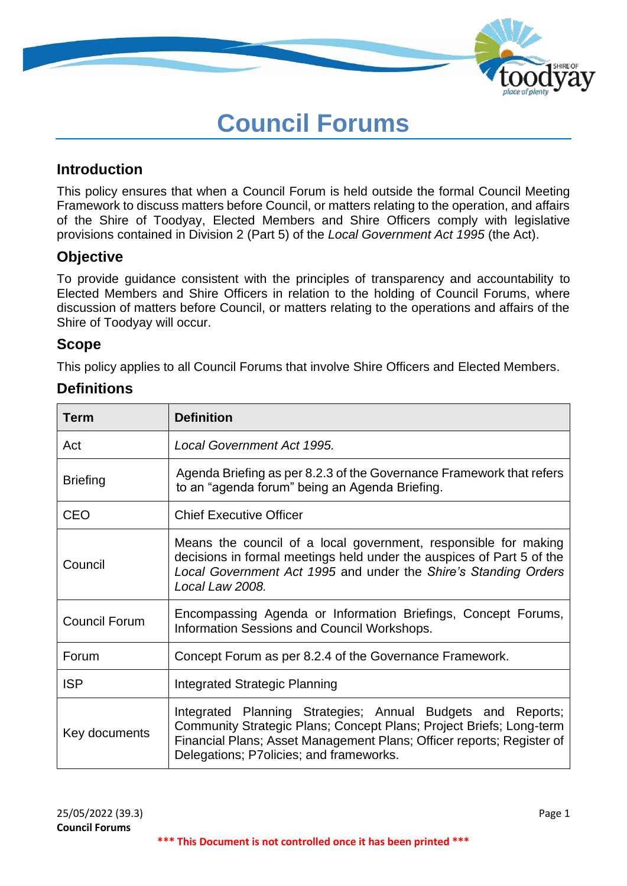# Council Forums

## Introduction

This policy ensures that when a Council Forum is held outside the formal Council Meeting Framework to discuss matters before Council, or matters relating to the operation, and affairs of the Shire of Toodyay, Elected Members and Shire Officers comply with legislative provisions contained in Division 2 (Part 5) of the *Local Government Act 1995* (the Act).

## Objective

To provide guidance consistent with the principles of transparency and accountability to Elected Members and Shire Officers in relation to the holding of Council Forums, where discussion of matters before Council, or matters relating to the operations and affairs of the Shire of Toodyay will occur.

## Scope

This policy applies to all Council Forums that involve Shire Officers and Elected Members.

## Definitions

| Term | Definition |
| --- | --- |
| Act | *Local Government Act 1995.* |
| Briefing | Agenda Briefing as per 8.2.3 of the Governance Framework that refers to an "agenda forum" being an Agenda Briefing. |
| CEO | Chief Executive Officer |
| Council | Means the council of a local government, responsible for making decisions in formal meetings held under the auspices of Part 5 of the *Local Government Act 1995* and under the *Shire's Standing Orders Local Law 2008.* |
| Council Forum | Encompassing Agenda or Information Briefings, Concept Forums, Information Sessions and Council Workshops. |
| Forum | Concept Forum as per 8.2.4 of the Governance Framework. |
| ISP | Integrated Strategic Planning |
| Key documents | Integrated Planning Strategies; Annual Budgets and Reports; Community Strategic Plans; Concept Plans; Project Briefs; Long-term Financial Plans; Asset Management Plans; Officer reports; Register of Delegations; P7olicies; and frameworks. |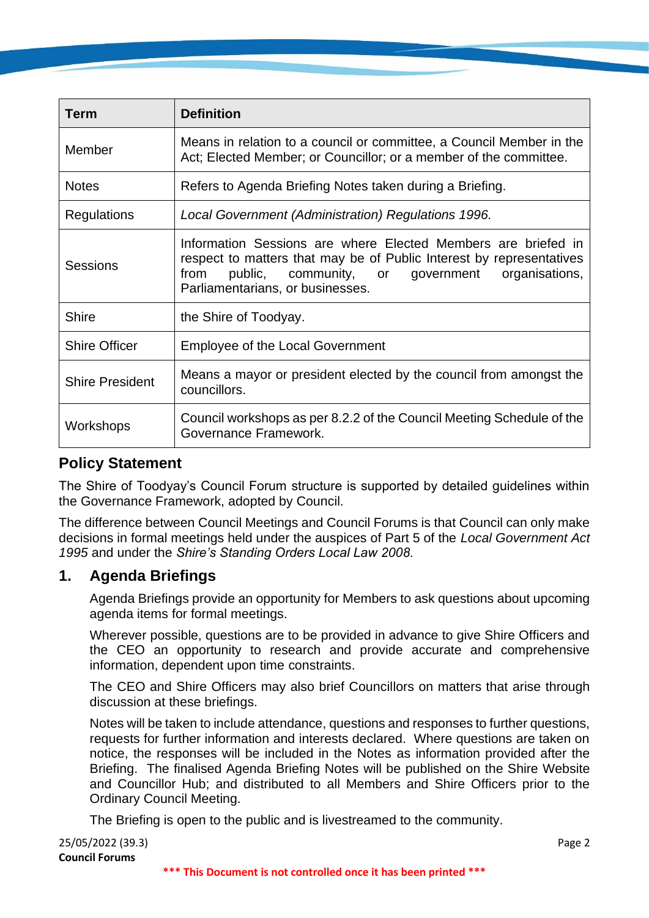| Term | Definition |
|---|---|
| Member | Means in relation to a council or committee, a Council Member in the Act; Elected Member; or Councillor; or a member of the committee. |
| Notes | Refers to Agenda Briefing Notes taken during a Briefing. |
| Regulations | *Local Government (Administration) Regulations 1996.* |
| Sessions | Information Sessions are where Elected Members are briefed in respect to matters that may be of Public Interest by representatives from public, community, or government organisations, Parliamentarians, or businesses. |
| Shire | the Shire of Toodyay. |
| Shire Officer | Employee of the Local Government |
| Shire President | Means a mayor or president elected by the council from amongst the councillors. |
| Workshops | Council workshops as per 8.2.2 of the Council Meeting Schedule of the Governance Framework. |

## Policy Statement

The Shire of Toodyay's Council Forum structure is supported by detailed guidelines within the Governance Framework, adopted by Council.

The difference between Council Meetings and Council Forums is that Council can only make decisions in formal meetings held under the auspices of Part 5 of the *Local Government Act 1995* and under the *Shire's Standing Orders Local Law 2008.*

## 1. Agenda Briefings

Agenda Briefings provide an opportunity for Members to ask questions about upcoming agenda items for formal meetings.

Wherever possible, questions are to be provided in advance to give Shire Officers and the CEO an opportunity to research and provide accurate and comprehensive information, dependent upon time constraints.

The CEO and Shire Officers may also brief Councillors on matters that arise through discussion at these briefings.

Notes will be taken to include attendance, questions and responses to further questions, requests for further information and interests declared. Where questions are taken on notice, the responses will be included in the Notes as information provided after the Briefing. The finalised Agenda Briefing Notes will be published on the Shire Website and Councillor Hub; and distributed to all Members and Shire Officers prior to the Ordinary Council Meeting.

The Briefing is open to the public and is livestreamed to the community.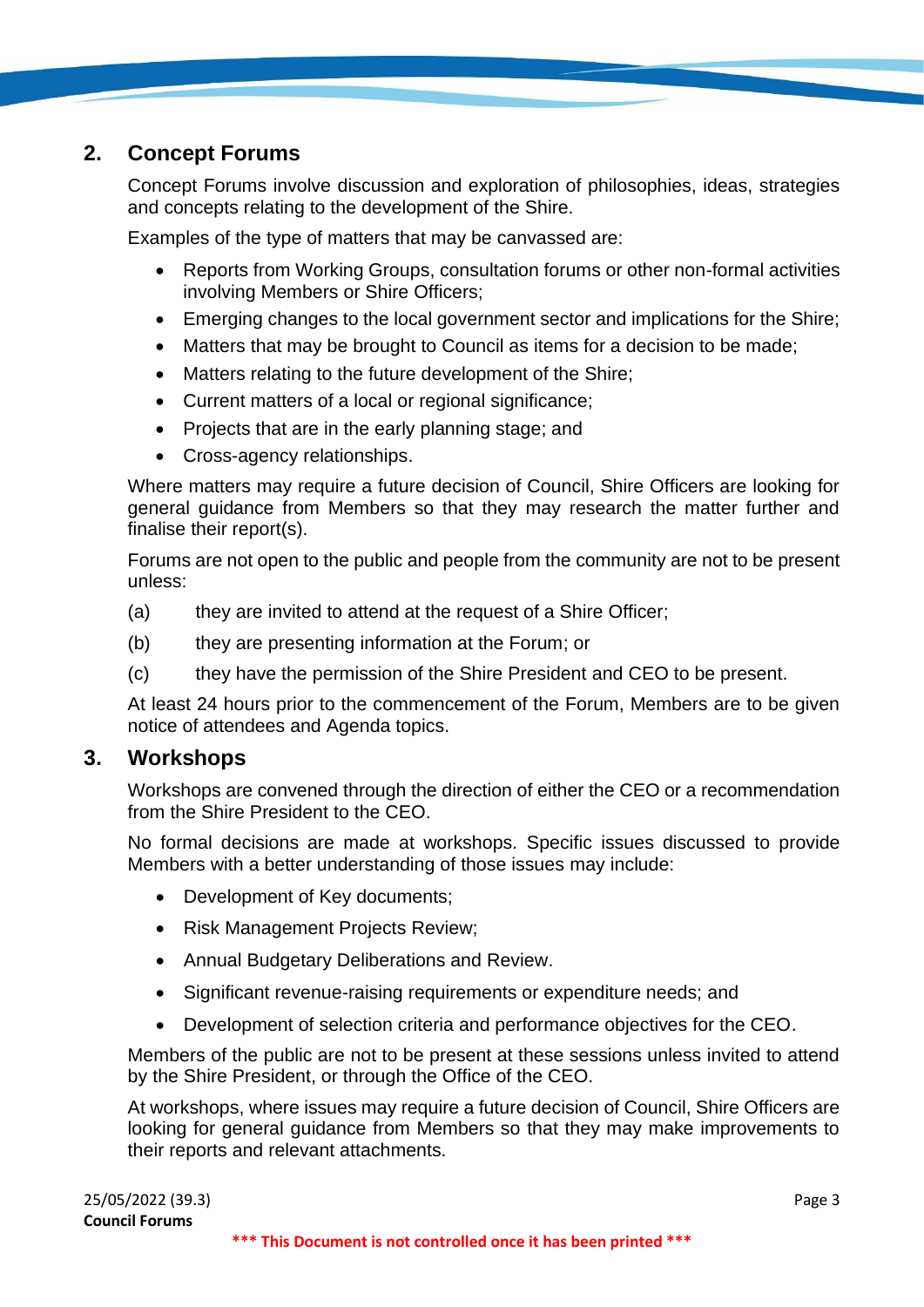## 2. Concept Forums

Concept Forums involve discussion and exploration of philosophies, ideas, strategies and concepts relating to the development of the Shire.

Examples of the type of matters that may be canvassed are:

- Reports from Working Groups, consultation forums or other non-formal activities involving Members or Shire Officers;
- Emerging changes to the local government sector and implications for the Shire;
- Matters that may be brought to Council as items for a decision to be made;
- Matters relating to the future development of the Shire;
- Current matters of a local or regional significance;
- Projects that are in the early planning stage; and
- Cross-agency relationships.

Where matters may require a future decision of Council, Shire Officers are looking for general guidance from Members so that they may research the matter further and finalise their report(s).

Forums are not open to the public and people from the community are not to be present unless:

(a) they are invited to attend at the request of a Shire Officer;

(b) they are presenting information at the Forum; or

(c) they have the permission of the Shire President and CEO to be present.

At least 24 hours prior to the commencement of the Forum, Members are to be given notice of attendees and Agenda topics.

## 3. Workshops

Workshops are convened through the direction of either the CEO or a recommendation from the Shire President to the CEO.

No formal decisions are made at workshops. Specific issues discussed to provide Members with a better understanding of those issues may include:

- Development of Key documents;
- Risk Management Projects Review;
- Annual Budgetary Deliberations and Review.
- Significant revenue-raising requirements or expenditure needs; and
- Development of selection criteria and performance objectives for the CEO.

Members of the public are not to be present at these sessions unless invited to attend by the Shire President, or through the Office of the CEO.

At workshops, where issues may require a future decision of Council, Shire Officers are looking for general guidance from Members so that they may make improvements to their reports and relevant attachments.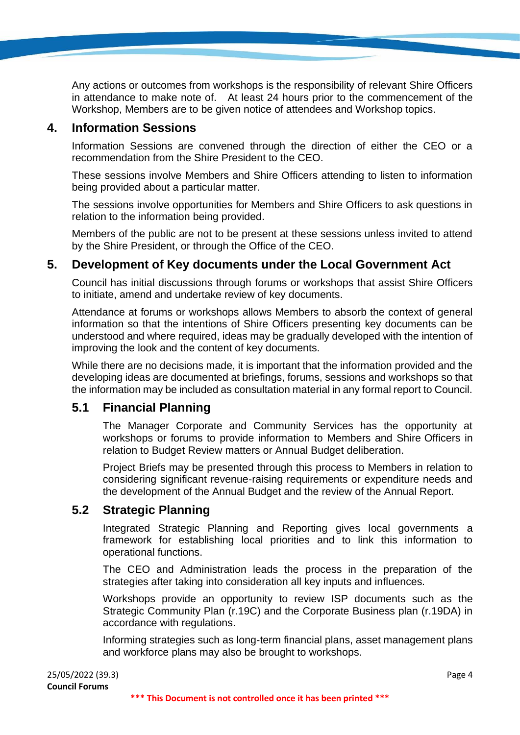Any actions or outcomes from workshops is the responsibility of relevant Shire Officers in attendance to make note of. At least 24 hours prior to the commencement of the Workshop, Members are to be given notice of attendees and Workshop topics.

## 4. Information Sessions

Information Sessions are convened through the direction of either the CEO or a recommendation from the Shire President to the CEO.

These sessions involve Members and Shire Officers attending to listen to information being provided about a particular matter.

The sessions involve opportunities for Members and Shire Officers to ask questions in relation to the information being provided.

Members of the public are not to be present at these sessions unless invited to attend by the Shire President, or through the Office of the CEO.

## 5. Development of Key documents under the Local Government Act

Council has initial discussions through forums or workshops that assist Shire Officers to initiate, amend and undertake review of key documents.

Attendance at forums or workshops allows Members to absorb the context of general information so that the intentions of Shire Officers presenting key documents can be understood and where required, ideas may be gradually developed with the intention of improving the look and the content of key documents.

While there are no decisions made, it is important that the information provided and the developing ideas are documented at briefings, forums, sessions and workshops so that the information may be included as consultation material in any formal report to Council.

### 5.1 Financial Planning

The Manager Corporate and Community Services has the opportunity at workshops or forums to provide information to Members and Shire Officers in relation to Budget Review matters or Annual Budget deliberation.

Project Briefs may be presented through this process to Members in relation to considering significant revenue-raising requirements or expenditure needs and the development of the Annual Budget and the review of the Annual Report.

### 5.2 Strategic Planning

Integrated Strategic Planning and Reporting gives local governments a framework for establishing local priorities and to link this information to operational functions.

The CEO and Administration leads the process in the preparation of the strategies after taking into consideration all key inputs and influences.

Workshops provide an opportunity to review ISP documents such as the Strategic Community Plan (r.19C) and the Corporate Business plan (r.19DA) in accordance with regulations.

Informing strategies such as long-term financial plans, asset management plans and workforce plans may also be brought to workshops.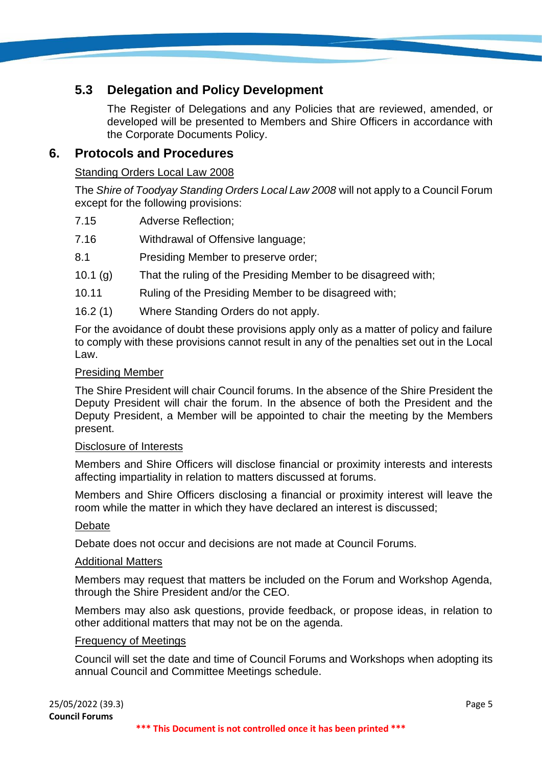## 5.3 Delegation and Policy Development

The Register of Delegations and any Policies that are reviewed, amended, or developed will be presented to Members and Shire Officers in accordance with the Corporate Documents Policy.

# 6. Protocols and Procedures

Standing Orders Local Law 2008

The *Shire of Toodyay Standing Orders Local Law 2008* will not apply to a Council Forum except for the following provisions:

| | |
|---|---|
| 7.15 | Adverse Reflection; |
| 7.16 | Withdrawal of Offensive language; |
| 8.1 | Presiding Member to preserve order; |
| 10.1 (g) | That the ruling of the Presiding Member to be disagreed with; |
| 10.11 | Ruling of the Presiding Member to be disagreed with; |
| 16.2 (1) | Where Standing Orders do not apply. |

For the avoidance of doubt these provisions apply only as a matter of policy and failure to comply with these provisions cannot result in any of the penalties set out in the Local Law.

Presiding Member

The Shire President will chair Council forums. In the absence of the Shire President the Deputy President will chair the forum. In the absence of both the President and the Deputy President, a Member will be appointed to chair the meeting by the Members present.

Disclosure of Interests

Members and Shire Officers will disclose financial or proximity interests and interests affecting impartiality in relation to matters discussed at forums.

Members and Shire Officers disclosing a financial or proximity interest will leave the room while the matter in which they have declared an interest is discussed;

Debate

Debate does not occur and decisions are not made at Council Forums.

Additional Matters

Members may request that matters be included on the Forum and Workshop Agenda, through the Shire President and/or the CEO.

Members may also ask questions, provide feedback, or propose ideas, in relation to other additional matters that may not be on the agenda.

Frequency of Meetings

Council will set the date and time of Council Forums and Workshops when adopting its annual Council and Committee Meetings schedule.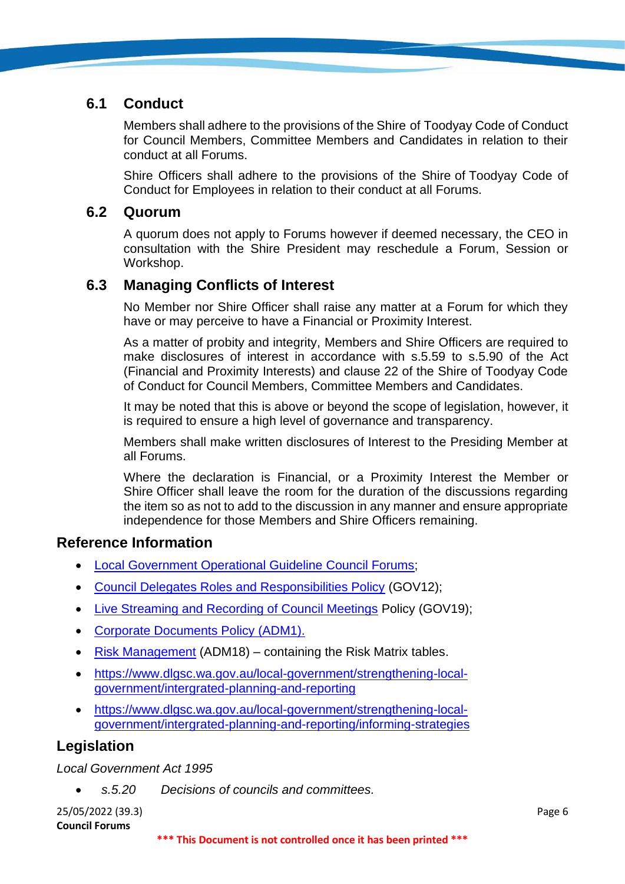### 6.1 Conduct

Members shall adhere to the provisions of the Shire of Toodyay Code of Conduct for Council Members, Committee Members and Candidates in relation to their conduct at all Forums.

Shire Officers shall adhere to the provisions of the Shire of Toodyay Code of Conduct for Employees in relation to their conduct at all Forums.

### 6.2 Quorum

A quorum does not apply to Forums however if deemed necessary, the CEO in consultation with the Shire President may reschedule a Forum, Session or Workshop.

### 6.3 Managing Conflicts of Interest

No Member nor Shire Officer shall raise any matter at a Forum for which they have or may perceive to have a Financial or Proximity Interest.

As a matter of probity and integrity, Members and Shire Officers are required to make disclosures of interest in accordance with s.5.59 to s.5.90 of the Act (Financial and Proximity Interests) and clause 22 of the Shire of Toodyay Code of Conduct for Council Members, Committee Members and Candidates.

It may be noted that this is above or beyond the scope of legislation, however, it is required to ensure a high level of governance and transparency.

Members shall make written disclosures of Interest to the Presiding Member at all Forums.

Where the declaration is Financial, or a Proximity Interest the Member or Shire Officer shall leave the room for the duration of the discussions regarding the item so as not to add to the discussion in any manner and ensure appropriate independence for those Members and Shire Officers remaining.

## Reference Information

- Local Government Operational Guideline Council Forums;
- Council Delegates Roles and Responsibilities Policy (GOV12);
- Live Streaming and Recording of Council Meetings Policy (GOV19);
- Corporate Documents Policy (ADM1).
- Risk Management (ADM18) – containing the Risk Matrix tables.
- https://www.dlgsc.wa.gov.au/local-government/strengthening-local-government/intergrated-planning-and-reporting
- https://www.dlgsc.wa.gov.au/local-government/strengthening-local-government/intergrated-planning-and-reporting/informing-strategies

## Legislation

*Local Government Act 1995*

- *s.5.20 Decisions of councils and committees.*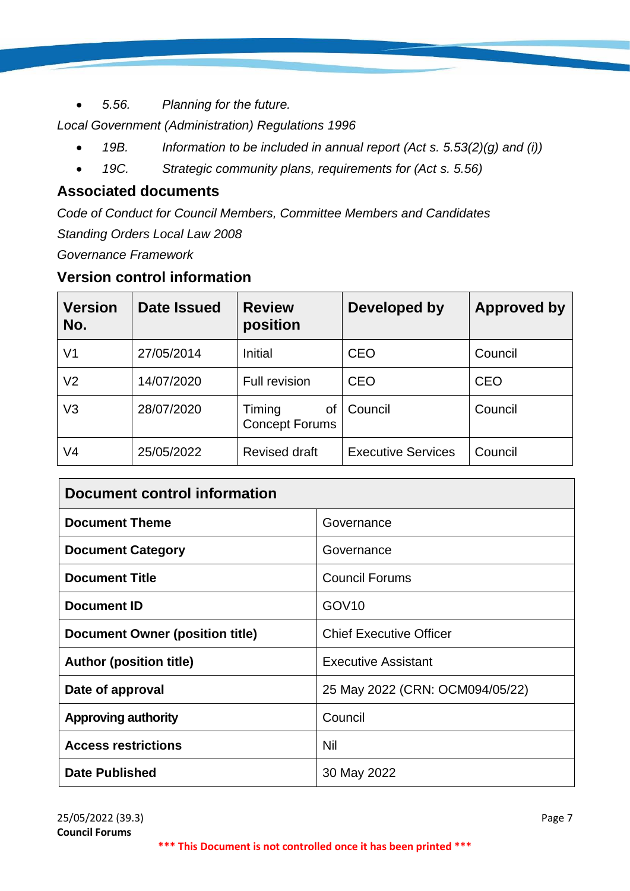- *5.56. Planning for the future.*

*Local Government (Administration) Regulations 1996*

- *19B. Information to be included in annual report (Act s. 5.53(2)(g) and (i))*
- *19C. Strategic community plans, requirements for (Act s. 5.56)*

## Associated documents

*Code of Conduct for Council Members, Committee Members and Candidates*

*Standing Orders Local Law 2008*

*Governance Framework*

## Version control information

| Version No. | Date Issued | Review position | Developed by | Approved by |
|---|---|---|---|---|
| V1 | 27/05/2014 | Initial | CEO | Council |
| V2 | 14/07/2020 | Full revision | CEO | CEO |
| V3 | 28/07/2020 | Timing of Concept Forums | Council | Council |
| V4 | 25/05/2022 | Revised draft | Executive Services | Council |

| Document control information | |
|---|---|
| **Document Theme** | Governance |
| **Document Category** | Governance |
| **Document Title** | Council Forums |
| **Document ID** | GOV10 |
| **Document Owner (position title)** | Chief Executive Officer |
| **Author (position title)** | Executive Assistant |
| **Date of approval** | 25 May 2022 (CRN: OCM094/05/22) |
| **Approving authority** | Council |
| **Access restrictions** | Nil |
| **Date Published** | 30 May 2022 |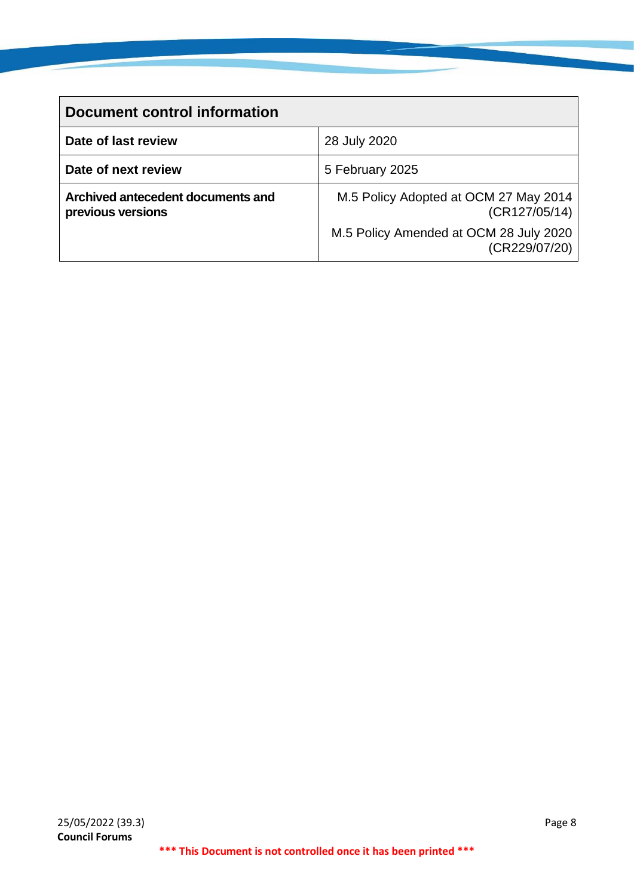| Document control information | |
| --- | --- |
| **Date of last review** | 28 July 2020 |
| **Date of next review** | 5 February 2025 |
| **Archived antecedent documents and previous versions** | M.5 Policy Adopted at OCM 27 May 2014 (CR127/05/14)<br>M.5 Policy Amended at OCM 28 July 2020 (CR229/07/20) |